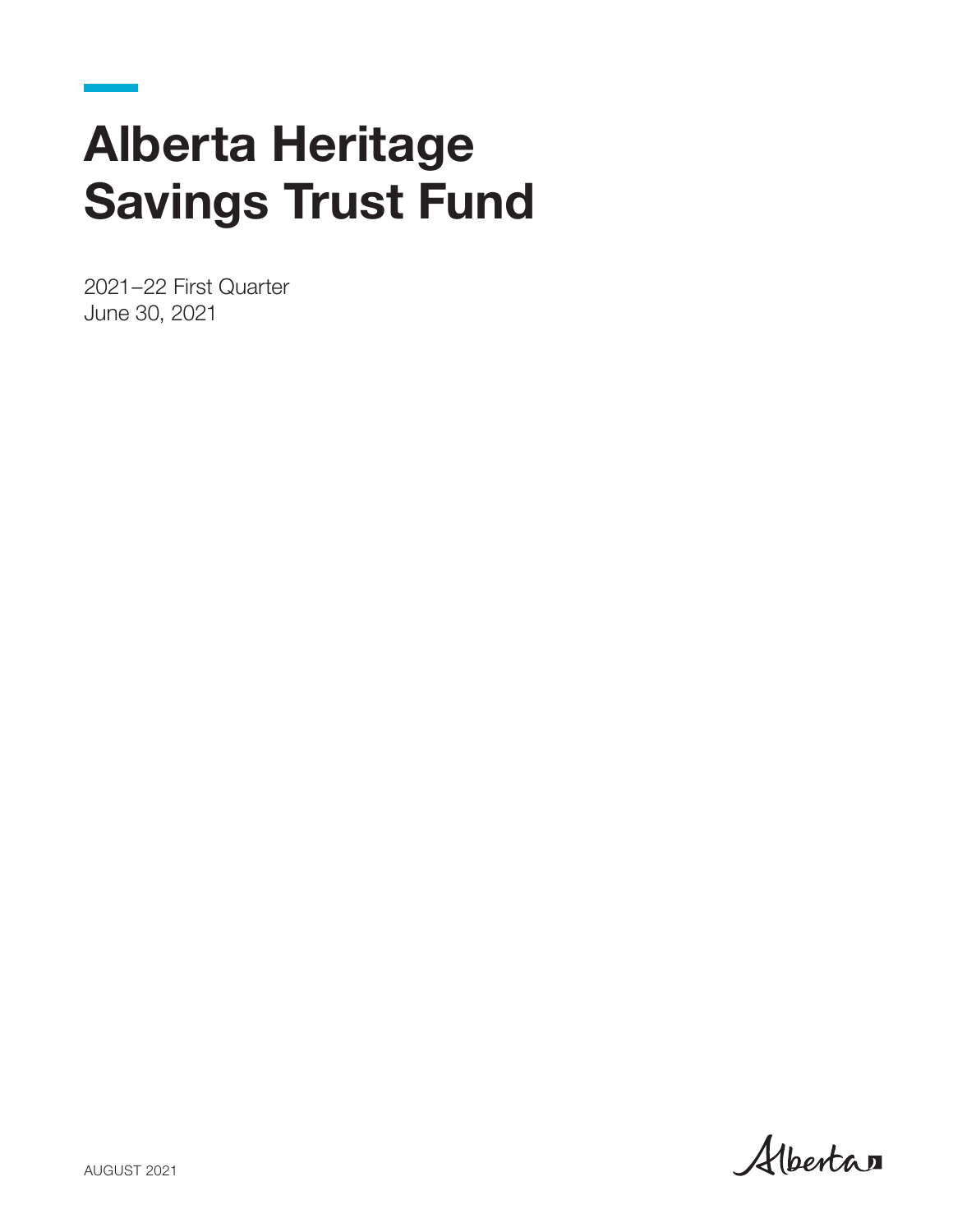# Alberta Heritage Savings Trust Fund

2021–22 First Quarter
June 30, 2021

AUGUST 2021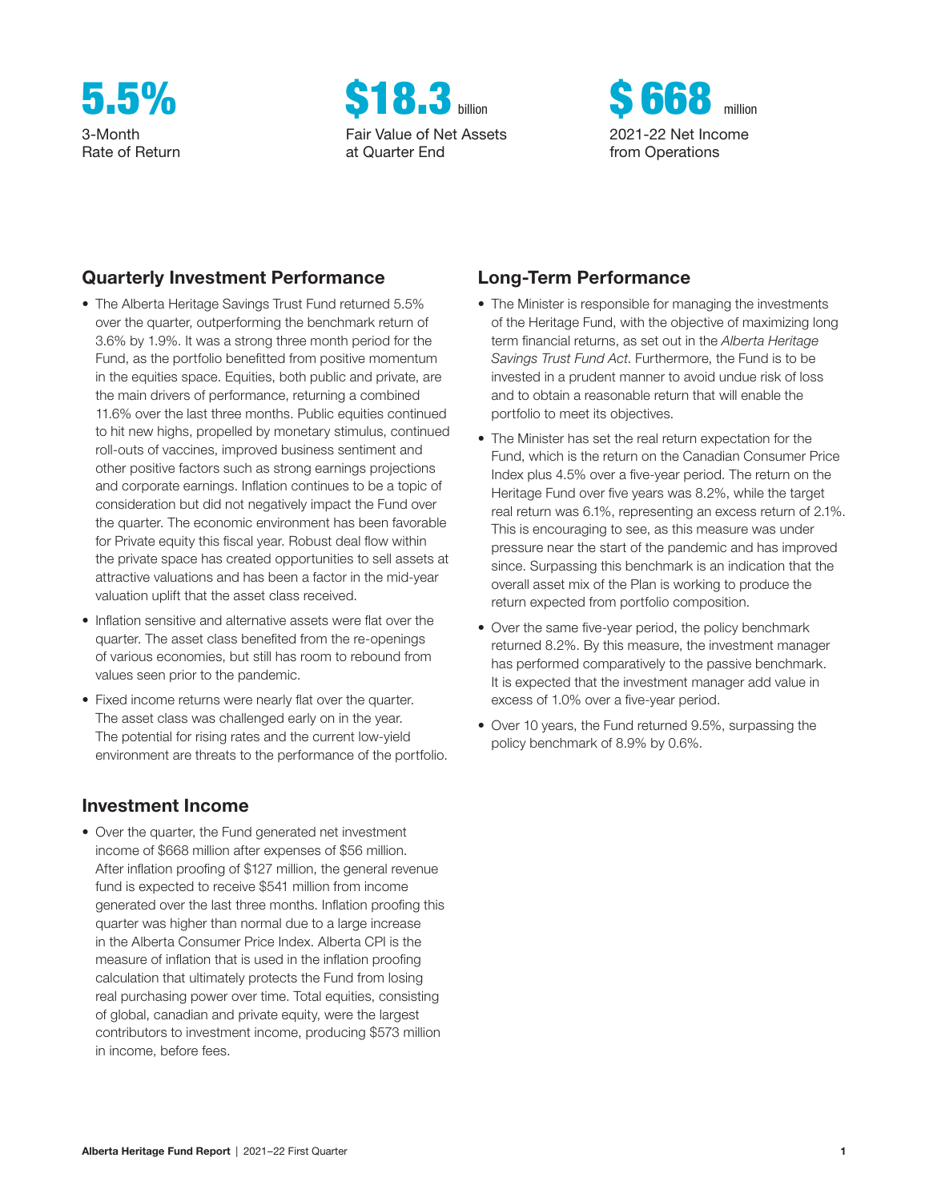**5.5%**
3-Month Rate of Return

**$18.3 billion**
Fair Value of Net Assets at Quarter End

**$ 668 million**
2021-22 Net Income from Operations

## Quarterly Investment Performance

- The Alberta Heritage Savings Trust Fund returned 5.5% over the quarter, outperforming the benchmark return of 3.6% by 1.9%. It was a strong three month period for the Fund, as the portfolio benefitted from positive momentum in the equities space. Equities, both public and private, are the main drivers of performance, returning a combined 11.6% over the last three months. Public equities continued to hit new highs, propelled by monetary stimulus, continued roll-outs of vaccines, improved business sentiment and other positive factors such as strong earnings projections and corporate earnings. Inflation continues to be a topic of consideration but did not negatively impact the Fund over the quarter. The economic environment has been favorable for Private equity this fiscal year. Robust deal flow within the private space has created opportunities to sell assets at attractive valuations and has been a factor in the mid-year valuation uplift that the asset class received.
- Inflation sensitive and alternative assets were flat over the quarter. The asset class benefited from the re-openings of various economies, but still has room to rebound from values seen prior to the pandemic.
- Fixed income returns were nearly flat over the quarter. The asset class was challenged early on in the year. The potential for rising rates and the current low-yield environment are threats to the performance of the portfolio.

## Investment Income

- Over the quarter, the Fund generated net investment income of $668 million after expenses of $56 million. After inflation proofing of $127 million, the general revenue fund is expected to receive $541 million from income generated over the last three months. Inflation proofing this quarter was higher than normal due to a large increase in the Alberta Consumer Price Index. Alberta CPI is the measure of inflation that is used in the inflation proofing calculation that ultimately protects the Fund from losing real purchasing power over time. Total equities, consisting of global, canadian and private equity, were the largest contributors to investment income, producing $573 million in income, before fees.

## Long-Term Performance

- The Minister is responsible for managing the investments of the Heritage Fund, with the objective of maximizing long term financial returns, as set out in the *Alberta Heritage Savings Trust Fund Act*. Furthermore, the Fund is to be invested in a prudent manner to avoid undue risk of loss and to obtain a reasonable return that will enable the portfolio to meet its objectives.
- The Minister has set the real return expectation for the Fund, which is the return on the Canadian Consumer Price Index plus 4.5% over a five-year period. The return on the Heritage Fund over five years was 8.2%, while the target real return was 6.1%, representing an excess return of 2.1%. This is encouraging to see, as this measure was under pressure near the start of the pandemic and has improved since. Surpassing this benchmark is an indication that the overall asset mix of the Plan is working to produce the return expected from portfolio composition.
- Over the same five-year period, the policy benchmark returned 8.2%. By this measure, the investment manager has performed comparatively to the passive benchmark. It is expected that the investment manager add value in excess of 1.0% over a five-year period.
- Over 10 years, the Fund returned 9.5%, surpassing the policy benchmark of 8.9% by 0.6%.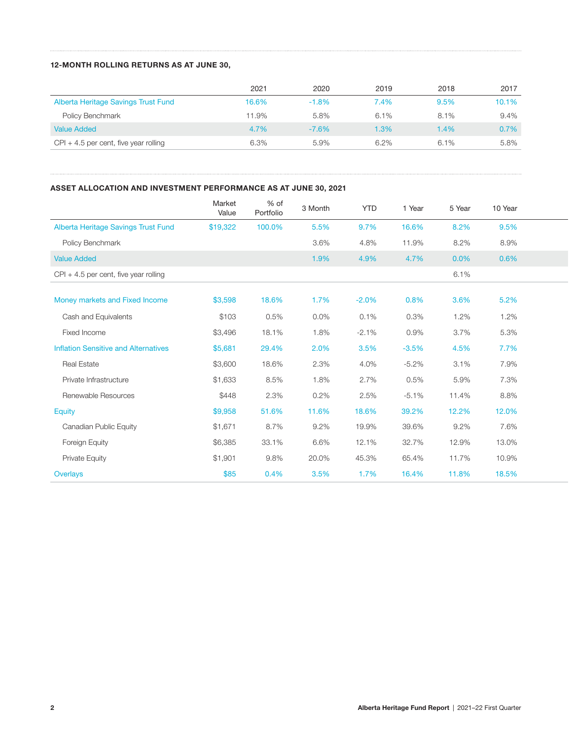### 12-MONTH ROLLING RETURNS AS AT JUNE 30,

| | 2021 | 2020 | 2019 | 2018 | 2017 |
|---|---|---|---|---|---|
| Alberta Heritage Savings Trust Fund | 16.6% | -1.8% | 7.4% | 9.5% | 10.1% |
| Policy Benchmark | 11.9% | 5.8% | 6.1% | 8.1% | 9.4% |
| Value Added | 4.7% | -7.6% | 1.3% | 1.4% | 0.7% |
| CPI + 4.5 per cent, five year rolling | 6.3% | 5.9% | 6.2% | 6.1% | 5.8% |

### ASSET ALLOCATION AND INVESTMENT PERFORMANCE AS AT JUNE 30, 2021

| | Market Value | % of Portfolio | 3 Month | YTD | 1 Year | 5 Year | 10 Year |
|---|---|---|---|---|---|---|---|
| Alberta Heritage Savings Trust Fund | $19,322 | 100.0% | 5.5% | 9.7% | 16.6% | 8.2% | 9.5% |
| Policy Benchmark | | | 3.6% | 4.8% | 11.9% | 8.2% | 8.9% |
| Value Added | | | 1.9% | 4.9% | 4.7% | 0.0% | 0.6% |
| CPI + 4.5 per cent, five year rolling | | | | | | 6.1% | |
| Money markets and Fixed Income | $3,598 | 18.6% | 1.7% | -2.0% | 0.8% | 3.6% | 5.2% |
| Cash and Equivalents | $103 | 0.5% | 0.0% | 0.1% | 0.3% | 1.2% | 1.2% |
| Fixed Income | $3,496 | 18.1% | 1.8% | -2.1% | 0.9% | 3.7% | 5.3% |
| Inflation Sensitive and Alternatives | $5,681 | 29.4% | 2.0% | 3.5% | -3.5% | 4.5% | 7.7% |
| Real Estate | $3,600 | 18.6% | 2.3% | 4.0% | -5.2% | 3.1% | 7.9% |
| Private Infrastructure | $1,633 | 8.5% | 1.8% | 2.7% | 0.5% | 5.9% | 7.3% |
| Renewable Resources | $448 | 2.3% | 0.2% | 2.5% | -5.1% | 11.4% | 8.8% |
| Equity | $9,958 | 51.6% | 11.6% | 18.6% | 39.2% | 12.2% | 12.0% |
| Canadian Public Equity | $1,671 | 8.7% | 9.2% | 19.9% | 39.6% | 9.2% | 7.6% |
| Foreign Equity | $6,385 | 33.1% | 6.6% | 12.1% | 32.7% | 12.9% | 13.0% |
| Private Equity | $1,901 | 9.8% | 20.0% | 45.3% | 65.4% | 11.7% | 10.9% |
| Overlays | $85 | 0.4% | 3.5% | 1.7% | 16.4% | 11.8% | 18.5% |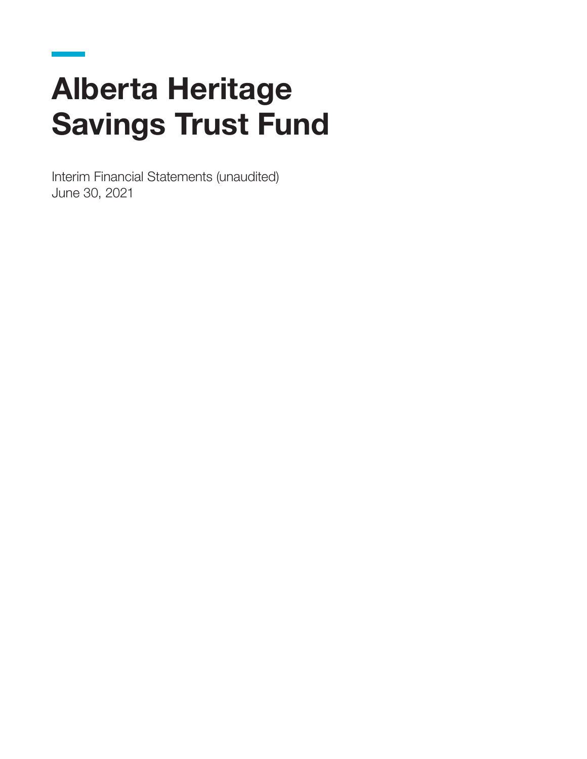# Alberta Heritage Savings Trust Fund

Interim Financial Statements (unaudited)
June 30, 2021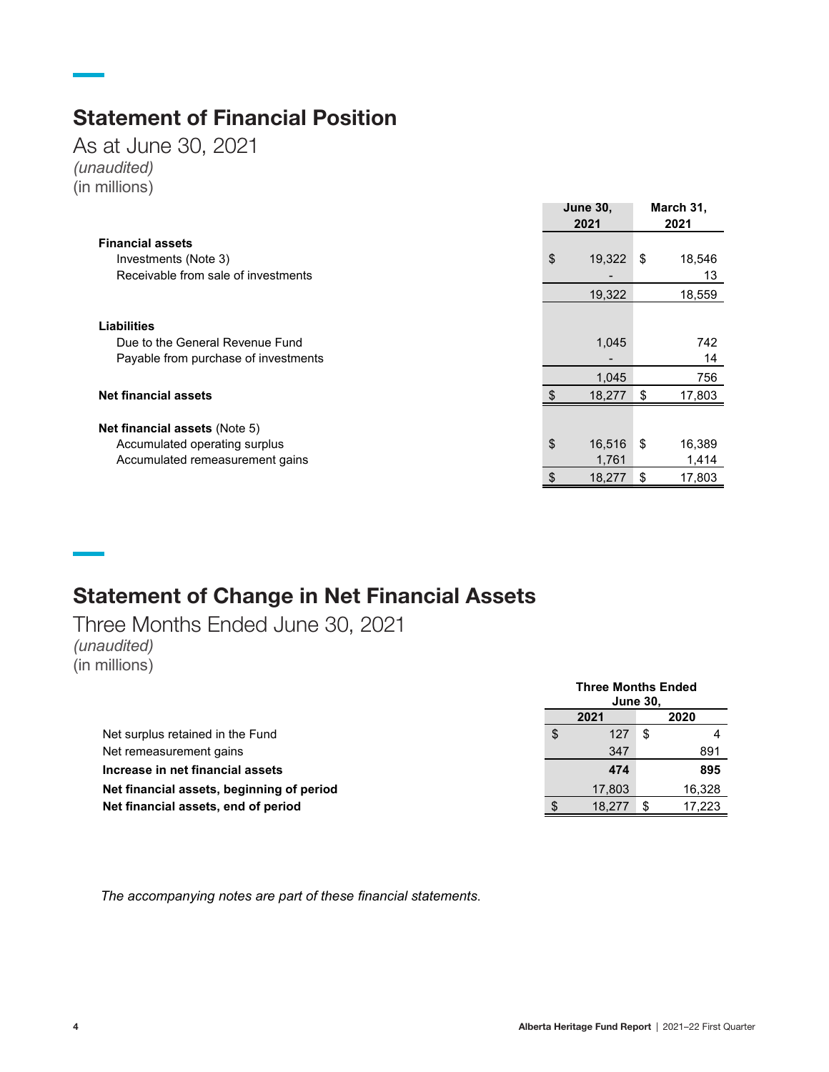## Statement of Financial Position

As at June 30, 2021
*(unaudited)*
(in millions)

| | June 30, 2021 | March 31, 2021 |
|---|---|---|
| **Financial assets** | | |
| Investments (Note 3) | $ 19,322 | $ 18,546 |
| Receivable from sale of investments | - | 13 |
| | 19,322 | 18,559 |
| **Liabilities** | | |
| Due to the General Revenue Fund | 1,045 | 742 |
| Payable from purchase of investments | - | 14 |
| | 1,045 | 756 |
| **Net financial assets** | $ 18,277 | $ 17,803 |
| **Net financial assets** (Note 5) | | |
| Accumulated operating surplus | $ 16,516 | $ 16,389 |
| Accumulated remeasurement gains | 1,761 | 1,414 |
| | $ 18,277 | $ 17,803 |

## Statement of Change in Net Financial Assets

Three Months Ended June 30, 2021
*(unaudited)*
(in millions)

| | Three Months Ended June 30, | |
|---|---|---|
| | 2021 | 2020 |
| Net surplus retained in the Fund | $ 127 | $ 4 |
| Net remeasurement gains | 347 | 891 |
| **Increase in net financial assets** | **474** | **895** |
| **Net financial assets, beginning of period** | 17,803 | 16,328 |
| **Net financial assets, end of period** | $ 18,277 | $ 17,223 |

*The accompanying notes are part of these financial statements.*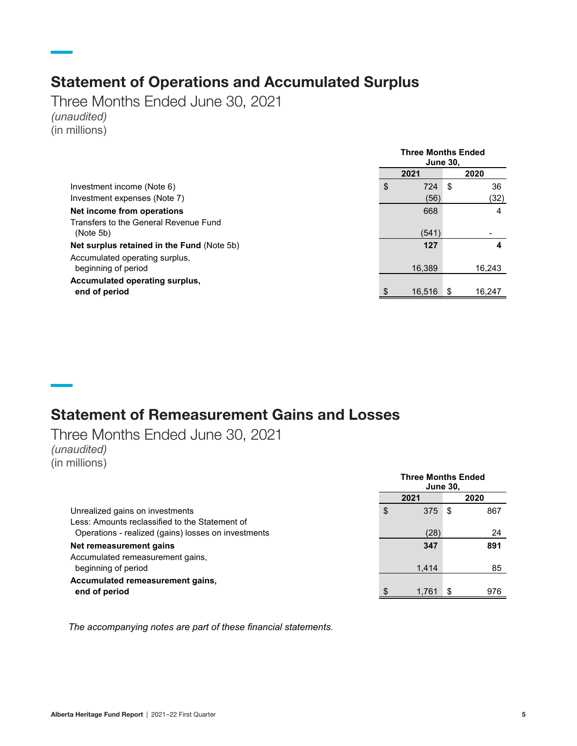## Statement of Operations and Accumulated Surplus

Three Months Ended June 30, 2021

*(unaudited)*

(in millions)

| | Three Months Ended June 30, | |
|---|---|---|
| | **2021** | **2020** |
| Investment income (Note 6) | $ 724 | $ 36 |
| Investment expenses (Note 7) | (56) | (32) |
| **Net income from operations** | 668 | 4 |
| Transfers to the General Revenue Fund (Note 5b) | (541) | - |
| **Net surplus retained in the Fund** (Note 5b) | **127** | **4** |
| Accumulated operating surplus, beginning of period | 16,389 | 16,243 |
| **Accumulated operating surplus, end of period** | $ 16,516 | $ 16,247 |

## Statement of Remeasurement Gains and Losses

Three Months Ended June 30, 2021

*(unaudited)*

(in millions)

| | Three Months Ended June 30, | |
|---|---|---|
| | **2021** | **2020** |
| Unrealized gains on investments | $ 375 | $ 867 |
| Less: Amounts reclassified to the Statement of Operations - realized (gains) losses on investments | (28) | 24 |
| **Net remeasurement gains** | **347** | **891** |
| Accumulated remeasurement gains, beginning of period | 1,414 | 85 |
| **Accumulated remeasurement gains, end of period** | $ 1,761 | $ 976 |

*The accompanying notes are part of these financial statements.*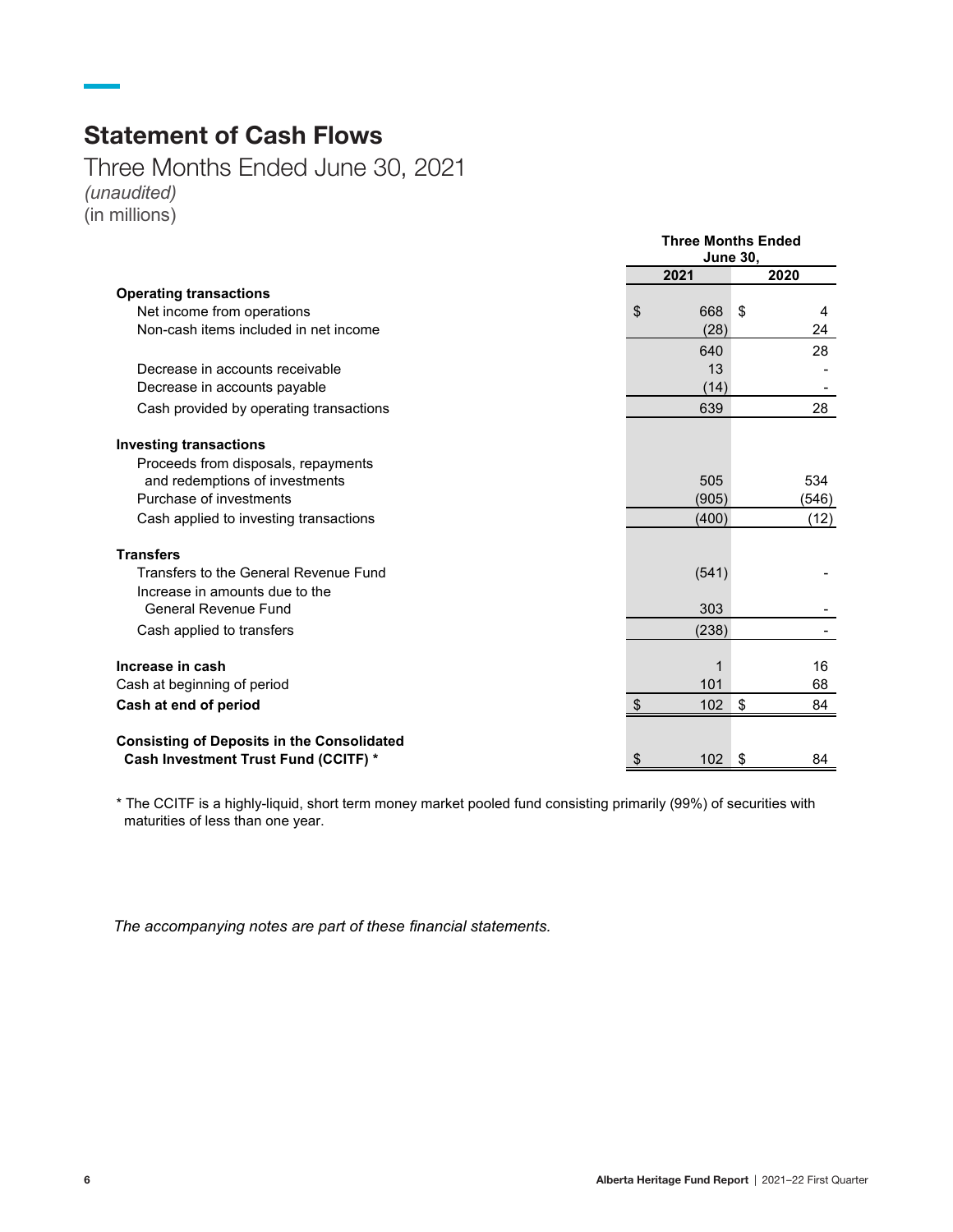# Statement of Cash Flows

Three Months Ended June 30, 2021

*(unaudited)*

(in millions)

| | Three Months Ended June 30, | |
|---|---|---|
| | 2021 | 2020 |
| **Operating transactions** | | |
| Net income from operations | $ 668 | $ 4 |
| Non-cash items included in net income | (28) | 24 |
| | 640 | 28 |
| Decrease in accounts receivable | 13 | - |
| Decrease in accounts payable | (14) | - |
| Cash provided by operating transactions | 639 | 28 |
| **Investing transactions** | | |
| Proceeds from disposals, repayments and redemptions of investments | 505 | 534 |
| Purchase of investments | (905) | (546) |
| Cash applied to investing transactions | (400) | (12) |
| **Transfers** | | |
| Transfers to the General Revenue Fund | (541) | - |
| Increase in amounts due to the General Revenue Fund | 303 | - |
| Cash applied to transfers | (238) | - |
| **Increase in cash** | 1 | 16 |
| Cash at beginning of period | 101 | 68 |
| **Cash at end of period** | $ 102 | $ 84 |
| **Consisting of Deposits in the Consolidated Cash Investment Trust Fund (CCITF) *** | $ 102 | $ 84 |

* The CCITF is a highly-liquid, short term money market pooled fund consisting primarily (99%) of securities with maturities of less than one year.

*The accompanying notes are part of these financial statements.*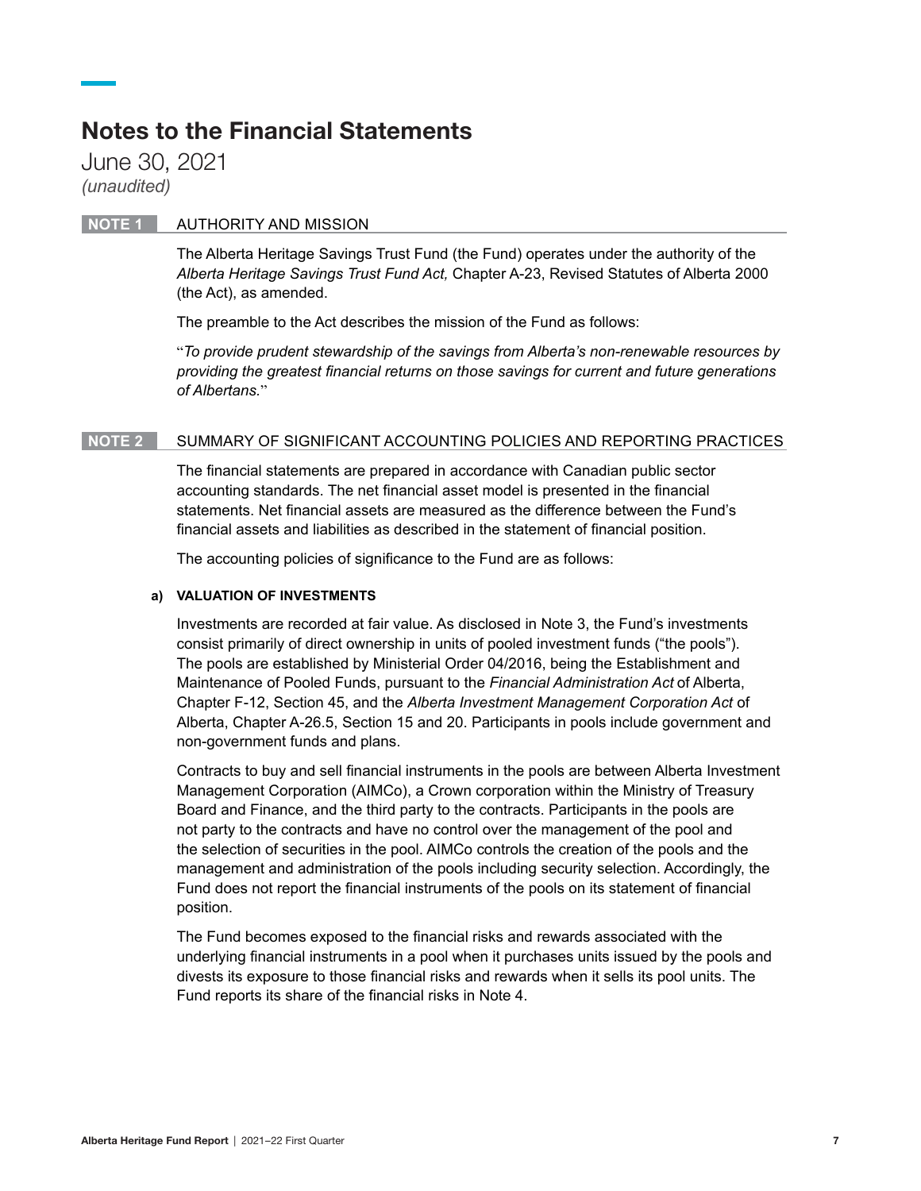# Notes to the Financial Statements

June 30, 2021

*(unaudited)*

## NOTE 1 AUTHORITY AND MISSION

The Alberta Heritage Savings Trust Fund (the Fund) operates under the authority of the *Alberta Heritage Savings Trust Fund Act,* Chapter A-23, Revised Statutes of Alberta 2000 (the Act), as amended.

The preamble to the Act describes the mission of the Fund as follows:

"*To provide prudent stewardship of the savings from Alberta's non-renewable resources by providing the greatest financial returns on those savings for current and future generations of Albertans.*"

## NOTE 2 SUMMARY OF SIGNIFICANT ACCOUNTING POLICIES AND REPORTING PRACTICES

The financial statements are prepared in accordance with Canadian public sector accounting standards. The net financial asset model is presented in the financial statements. Net financial assets are measured as the difference between the Fund's financial assets and liabilities as described in the statement of financial position.

The accounting policies of significance to the Fund are as follows:

### a) VALUATION OF INVESTMENTS

Investments are recorded at fair value. As disclosed in Note 3, the Fund's investments consist primarily of direct ownership in units of pooled investment funds ("the pools"). The pools are established by Ministerial Order 04/2016, being the Establishment and Maintenance of Pooled Funds, pursuant to the *Financial Administration Act* of Alberta, Chapter F-12, Section 45, and the *Alberta Investment Management Corporation Act* of Alberta, Chapter A-26.5, Section 15 and 20. Participants in pools include government and non-government funds and plans.

Contracts to buy and sell financial instruments in the pools are between Alberta Investment Management Corporation (AIMCo), a Crown corporation within the Ministry of Treasury Board and Finance, and the third party to the contracts. Participants in the pools are not party to the contracts and have no control over the management of the pool and the selection of securities in the pool. AIMCo controls the creation of the pools and the management and administration of the pools including security selection. Accordingly, the Fund does not report the financial instruments of the pools on its statement of financial position.

The Fund becomes exposed to the financial risks and rewards associated with the underlying financial instruments in a pool when it purchases units issued by the pools and divests its exposure to those financial risks and rewards when it sells its pool units. The Fund reports its share of the financial risks in Note 4.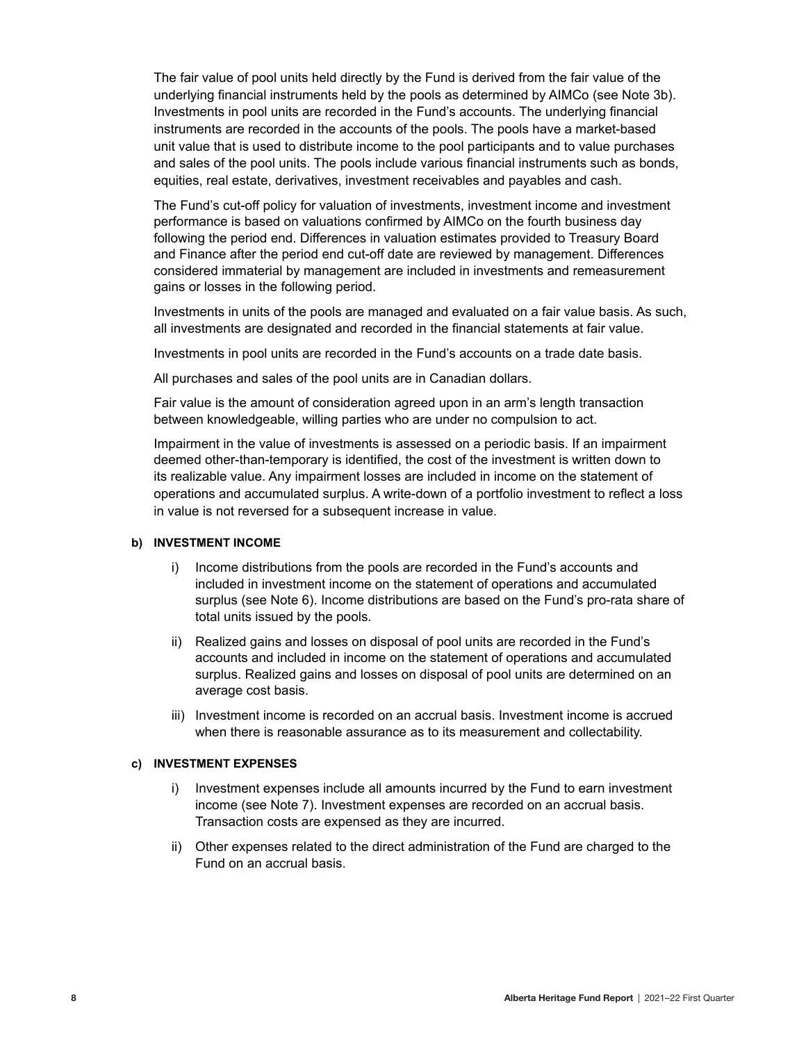The fair value of pool units held directly by the Fund is derived from the fair value of the underlying financial instruments held by the pools as determined by AIMCo (see Note 3b). Investments in pool units are recorded in the Fund's accounts. The underlying financial instruments are recorded in the accounts of the pools. The pools have a market-based unit value that is used to distribute income to the pool participants and to value purchases and sales of the pool units. The pools include various financial instruments such as bonds, equities, real estate, derivatives, investment receivables and payables and cash.

The Fund's cut-off policy for valuation of investments, investment income and investment performance is based on valuations confirmed by AIMCo on the fourth business day following the period end. Differences in valuation estimates provided to Treasury Board and Finance after the period end cut-off date are reviewed by management. Differences considered immaterial by management are included in investments and remeasurement gains or losses in the following period.

Investments in units of the pools are managed and evaluated on a fair value basis. As such, all investments are designated and recorded in the financial statements at fair value.

Investments in pool units are recorded in the Fund's accounts on a trade date basis.

All purchases and sales of the pool units are in Canadian dollars.

Fair value is the amount of consideration agreed upon in an arm's length transaction between knowledgeable, willing parties who are under no compulsion to act.

Impairment in the value of investments is assessed on a periodic basis. If an impairment deemed other-than-temporary is identified, the cost of the investment is written down to its realizable value. Any impairment losses are included in income on the statement of operations and accumulated surplus. A write-down of a portfolio investment to reflect a loss in value is not reversed for a subsequent increase in value.

#### b) INVESTMENT INCOME

i) Income distributions from the pools are recorded in the Fund's accounts and included in investment income on the statement of operations and accumulated surplus (see Note 6). Income distributions are based on the Fund's pro-rata share of total units issued by the pools.

ii) Realized gains and losses on disposal of pool units are recorded in the Fund's accounts and included in income on the statement of operations and accumulated surplus. Realized gains and losses on disposal of pool units are determined on an average cost basis.

iii) Investment income is recorded on an accrual basis. Investment income is accrued when there is reasonable assurance as to its measurement and collectability.

#### c) INVESTMENT EXPENSES

i) Investment expenses include all amounts incurred by the Fund to earn investment income (see Note 7). Investment expenses are recorded on an accrual basis. Transaction costs are expensed as they are incurred.

ii) Other expenses related to the direct administration of the Fund are charged to the Fund on an accrual basis.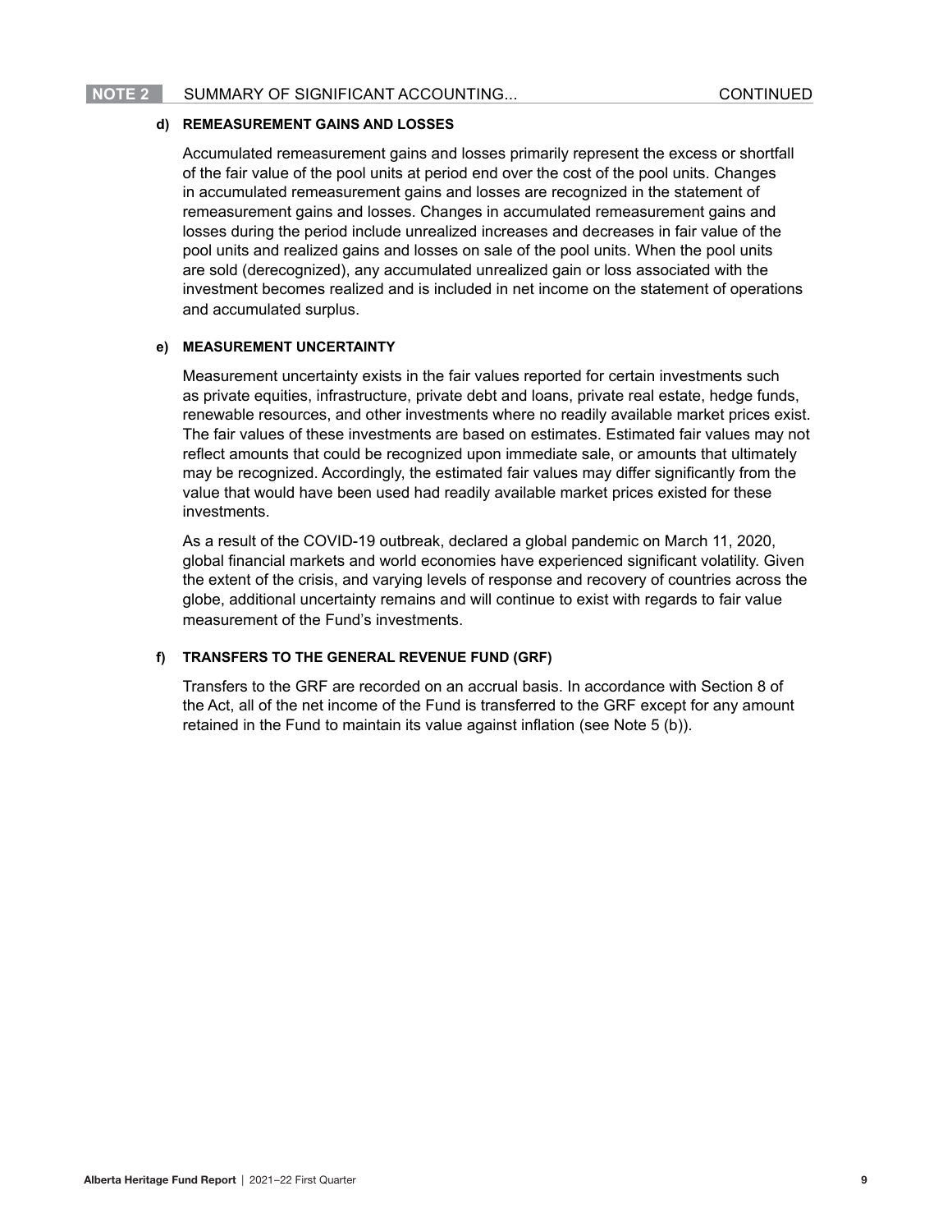## NOTE 2 SUMMARY OF SIGNIFICANT ACCOUNTING... CONTINUED

### d) REMEASUREMENT GAINS AND LOSSES

Accumulated remeasurement gains and losses primarily represent the excess or shortfall of the fair value of the pool units at period end over the cost of the pool units. Changes in accumulated remeasurement gains and losses are recognized in the statement of remeasurement gains and losses. Changes in accumulated remeasurement gains and losses during the period include unrealized increases and decreases in fair value of the pool units and realized gains and losses on sale of the pool units. When the pool units are sold (derecognized), any accumulated unrealized gain or loss associated with the investment becomes realized and is included in net income on the statement of operations and accumulated surplus.

### e) MEASUREMENT UNCERTAINTY

Measurement uncertainty exists in the fair values reported for certain investments such as private equities, infrastructure, private debt and loans, private real estate, hedge funds, renewable resources, and other investments where no readily available market prices exist. The fair values of these investments are based on estimates. Estimated fair values may not reflect amounts that could be recognized upon immediate sale, or amounts that ultimately may be recognized. Accordingly, the estimated fair values may differ significantly from the value that would have been used had readily available market prices existed for these investments.

As a result of the COVID-19 outbreak, declared a global pandemic on March 11, 2020, global financial markets and world economies have experienced significant volatility. Given the extent of the crisis, and varying levels of response and recovery of countries across the globe, additional uncertainty remains and will continue to exist with regards to fair value measurement of the Fund's investments.

### f) TRANSFERS TO THE GENERAL REVENUE FUND (GRF)

Transfers to the GRF are recorded on an accrual basis. In accordance with Section 8 of the Act, all of the net income of the Fund is transferred to the GRF except for any amount retained in the Fund to maintain its value against inflation (see Note 5 (b)).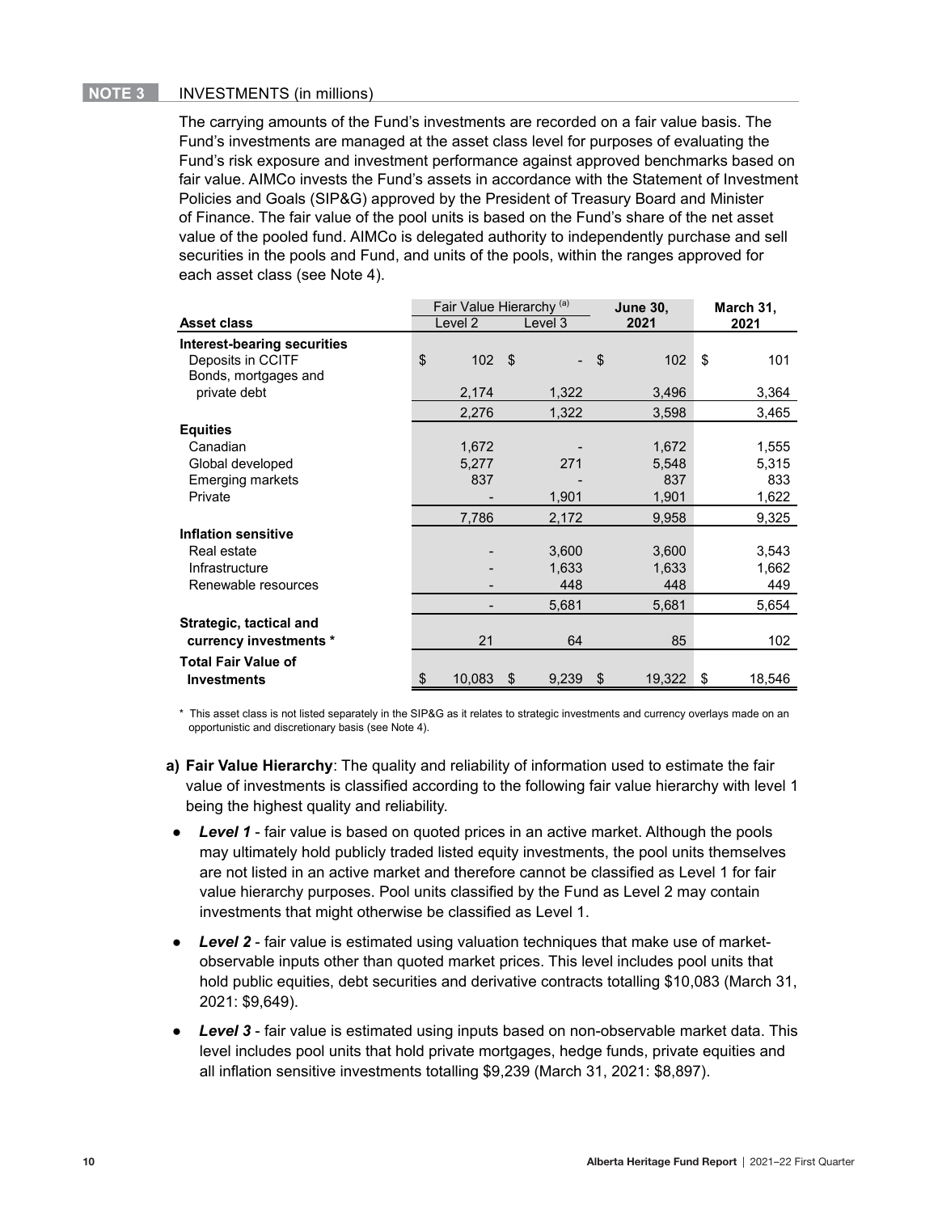## NOTE 3 INVESTMENTS (in millions)

The carrying amounts of the Fund's investments are recorded on a fair value basis. The Fund's investments are managed at the asset class level for purposes of evaluating the Fund's risk exposure and investment performance against approved benchmarks based on fair value. AIMCo invests the Fund's assets in accordance with the Statement of Investment Policies and Goals (SIP&G) approved by the President of Treasury Board and Minister of Finance. The fair value of the pool units is based on the Fund's share of the net asset value of the pooled fund. AIMCo is delegated authority to independently purchase and sell securities in the pools and Fund, and units of the pools, within the ranges approved for each asset class (see Note 4).

| Asset class | Fair Value Hierarchy (a) | | June 30, 2021 | March 31, 2021 |
|---|---|---|---|---|
| | Level 2 | Level 3 | | |
| **Interest-bearing securities** | | | | |
| Deposits in CCITF | $ 102 | $ - | $ 102 | $ 101 |
| Bonds, mortgages and private debt | 2,174 | 1,322 | 3,496 | 3,364 |
| | 2,276 | 1,322 | 3,598 | 3,465 |
| **Equities** | | | | |
| Canadian | 1,672 | - | 1,672 | 1,555 |
| Global developed | 5,277 | 271 | 5,548 | 5,315 |
| Emerging markets | 837 | - | 837 | 833 |
| Private | - | 1,901 | 1,901 | 1,622 |
| | 7,786 | 2,172 | 9,958 | 9,325 |
| **Inflation sensitive** | | | | |
| Real estate | - | 3,600 | 3,600 | 3,543 |
| Infrastructure | - | 1,633 | 1,633 | 1,662 |
| Renewable resources | - | 448 | 448 | 449 |
| | - | 5,681 | 5,681 | 5,654 |
| **Strategic, tactical and currency investments *** | 21 | 64 | 85 | 102 |
| **Total Fair Value of Investments** | $ 10,083 | $ 9,239 | $ 19,322 | $ 18,546 |

\* This asset class is not listed separately in the SIP&G as it relates to strategic investments and currency overlays made on an opportunistic and discretionary basis (see Note 4).

**a) Fair Value Hierarchy**: The quality and reliability of information used to estimate the fair value of investments is classified according to the following fair value hierarchy with level 1 being the highest quality and reliability.

- ***Level 1*** - fair value is based on quoted prices in an active market. Although the pools may ultimately hold publicly traded listed equity investments, the pool units themselves are not listed in an active market and therefore cannot be classified as Level 1 for fair value hierarchy purposes. Pool units classified by the Fund as Level 2 may contain investments that might otherwise be classified as Level 1.
- ***Level 2*** - fair value is estimated using valuation techniques that make use of market-observable inputs other than quoted market prices. This level includes pool units that hold public equities, debt securities and derivative contracts totalling $10,083 (March 31, 2021: $9,649).
- ***Level 3*** - fair value is estimated using inputs based on non-observable market data. This level includes pool units that hold private mortgages, hedge funds, private equities and all inflation sensitive investments totalling $9,239 (March 31, 2021: $8,897).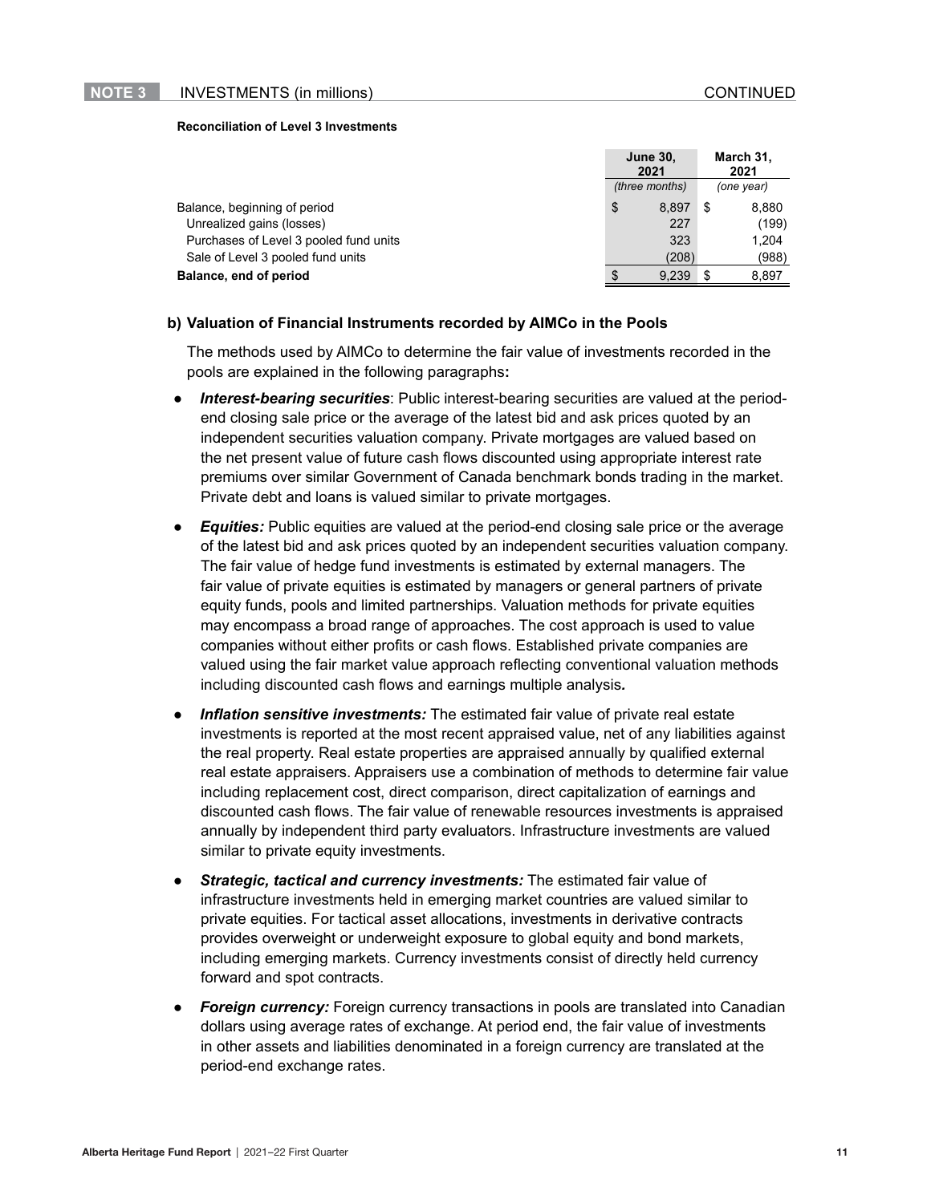## NOTE 3 INVESTMENTS (in millions) CONTINUED

**Reconciliation of Level 3 Investments**

| | June 30, 2021 | March 31, 2021 |
|---|---|---|
| | *(three months)* | *(one year)* |
| Balance, beginning of period | $ 8,897 | $ 8,880 |
| Unrealized gains (losses) | 227 | (199) |
| Purchases of Level 3 pooled fund units | 323 | 1,204 |
| Sale of Level 3 pooled fund units | (208) | (988) |
| **Balance, end of period** | $ 9,239 | $ 8,897 |

### b) Valuation of Financial Instruments recorded by AIMCo in the Pools

The methods used by AIMCo to determine the fair value of investments recorded in the pools are explained in the following paragraphs**:**

- ***Interest-bearing securities***: Public interest-bearing securities are valued at the period-end closing sale price or the average of the latest bid and ask prices quoted by an independent securities valuation company. Private mortgages are valued based on the net present value of future cash flows discounted using appropriate interest rate premiums over similar Government of Canada benchmark bonds trading in the market. Private debt and loans is valued similar to private mortgages.
- ***Equities:*** Public equities are valued at the period-end closing sale price or the average of the latest bid and ask prices quoted by an independent securities valuation company. The fair value of hedge fund investments is estimated by external managers. The fair value of private equities is estimated by managers or general partners of private equity funds, pools and limited partnerships. Valuation methods for private equities may encompass a broad range of approaches. The cost approach is used to value companies without either profits or cash flows. Established private companies are valued using the fair market value approach reflecting conventional valuation methods including discounted cash flows and earnings multiple analysis**.**
- ***Inflation sensitive investments:*** The estimated fair value of private real estate investments is reported at the most recent appraised value, net of any liabilities against the real property. Real estate properties are appraised annually by qualified external real estate appraisers. Appraisers use a combination of methods to determine fair value including replacement cost, direct comparison, direct capitalization of earnings and discounted cash flows. The fair value of renewable resources investments is appraised annually by independent third party evaluators. Infrastructure investments are valued similar to private equity investments.
- ***Strategic, tactical and currency investments:*** The estimated fair value of infrastructure investments held in emerging market countries are valued similar to private equities. For tactical asset allocations, investments in derivative contracts provides overweight or underweight exposure to global equity and bond markets, including emerging markets. Currency investments consist of directly held currency forward and spot contracts.
- ***Foreign currency:*** Foreign currency transactions in pools are translated into Canadian dollars using average rates of exchange. At period end, the fair value of investments in other assets and liabilities denominated in a foreign currency are translated at the period-end exchange rates.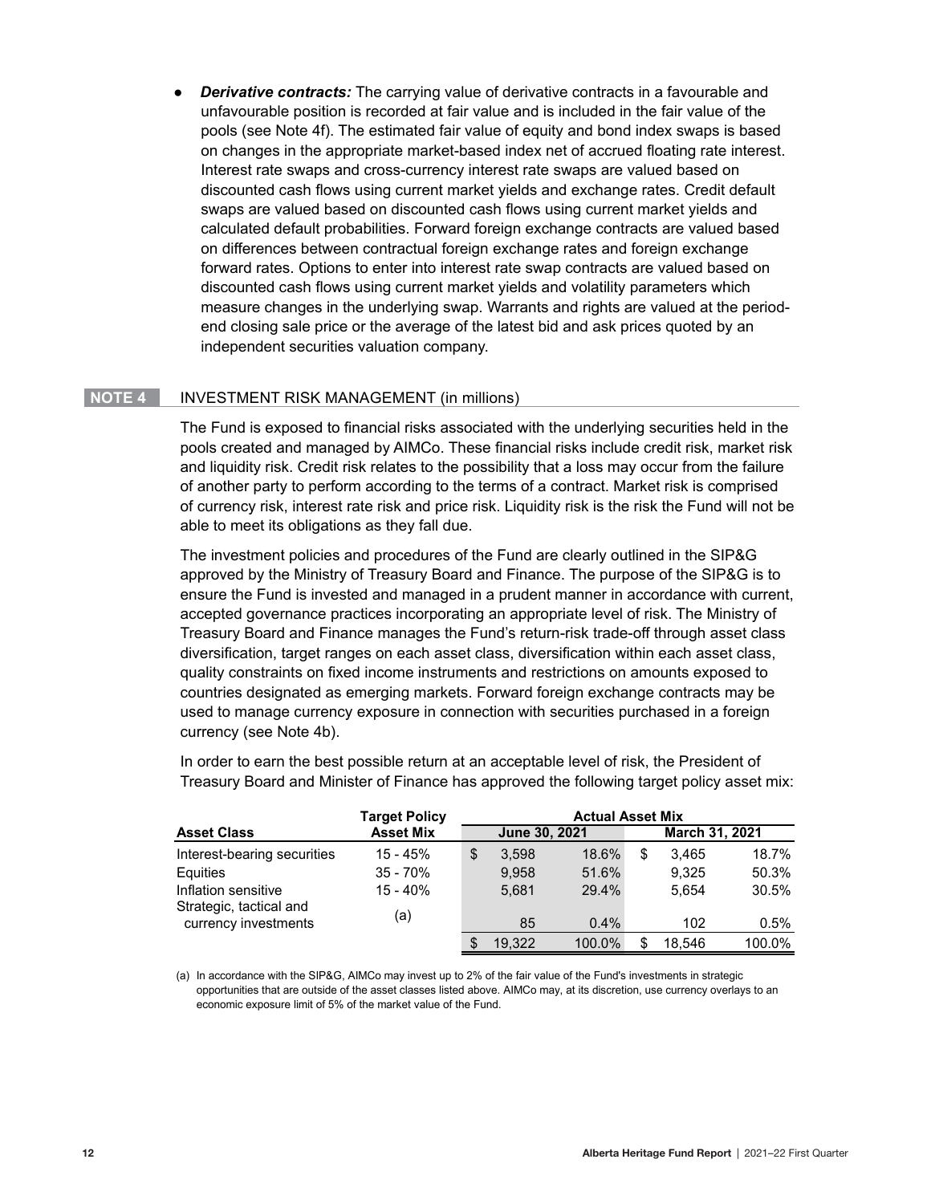- ***Derivative contracts:*** The carrying value of derivative contracts in a favourable and unfavourable position is recorded at fair value and is included in the fair value of the pools (see Note 4f). The estimated fair value of equity and bond index swaps is based on changes in the appropriate market-based index net of accrued floating rate interest. Interest rate swaps and cross-currency interest rate swaps are valued based on discounted cash flows using current market yields and exchange rates. Credit default swaps are valued based on discounted cash flows using current market yields and calculated default probabilities. Forward foreign exchange contracts are valued based on differences between contractual foreign exchange rates and foreign exchange forward rates. Options to enter into interest rate swap contracts are valued based on discounted cash flows using current market yields and volatility parameters which measure changes in the underlying swap. Warrants and rights are valued at the period-end closing sale price or the average of the latest bid and ask prices quoted by an independent securities valuation company.

## NOTE 4 INVESTMENT RISK MANAGEMENT (in millions)

The Fund is exposed to financial risks associated with the underlying securities held in the pools created and managed by AIMCo. These financial risks include credit risk, market risk and liquidity risk. Credit risk relates to the possibility that a loss may occur from the failure of another party to perform according to the terms of a contract. Market risk is comprised of currency risk, interest rate risk and price risk. Liquidity risk is the risk the Fund will not be able to meet its obligations as they fall due.

The investment policies and procedures of the Fund are clearly outlined in the SIP&G approved by the Ministry of Treasury Board and Finance. The purpose of the SIP&G is to ensure the Fund is invested and managed in a prudent manner in accordance with current, accepted governance practices incorporating an appropriate level of risk. The Ministry of Treasury Board and Finance manages the Fund's return-risk trade-off through asset class diversification, target ranges on each asset class, diversification within each asset class, quality constraints on fixed income instruments and restrictions on amounts exposed to countries designated as emerging markets. Forward foreign exchange contracts may be used to manage currency exposure in connection with securities purchased in a foreign currency (see Note 4b).

In order to earn the best possible return at an acceptable level of risk, the President of Treasury Board and Minister of Finance has approved the following target policy asset mix:

| Asset Class | Target Policy Asset Mix | Actual Asset Mix June 30, 2021 | | March 31, 2021 | |
|---|---|---|---|---|---|
| Interest-bearing securities | 15 - 45% | $ 3,598 | 18.6% | $ 3,465 | 18.7% |
| Equities | 35 - 70% | 9,958 | 51.6% | 9,325 | 50.3% |
| Inflation sensitive | 15 - 40% | 5,681 | 29.4% | 5,654 | 30.5% |
| Strategic, tactical and currency investments | (a) | 85 | 0.4% | 102 | 0.5% |
| | | $ 19,322 | 100.0% | $ 18,546 | 100.0% |

(a) In accordance with the SIP&G, AIMCo may invest up to 2% of the fair value of the Fund's investments in strategic opportunities that are outside of the asset classes listed above. AIMCo may, at its discretion, use currency overlays to an economic exposure limit of 5% of the market value of the Fund.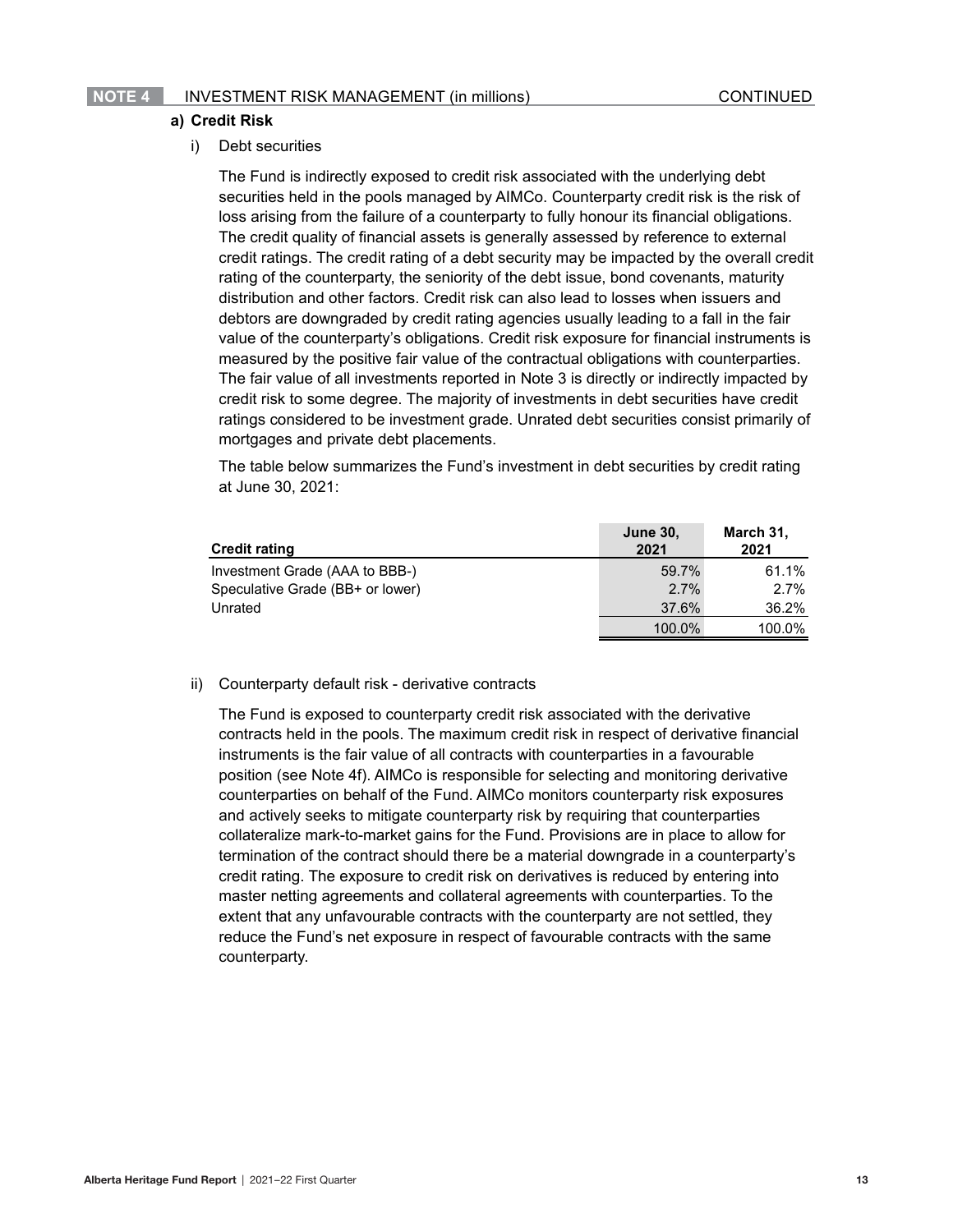## NOTE 4 INVESTMENT RISK MANAGEMENT (in millions) CONTINUED

### a) Credit Risk

i) Debt securities

The Fund is indirectly exposed to credit risk associated with the underlying debt securities held in the pools managed by AIMCo. Counterparty credit risk is the risk of loss arising from the failure of a counterparty to fully honour its financial obligations. The credit quality of financial assets is generally assessed by reference to external credit ratings. The credit rating of a debt security may be impacted by the overall credit rating of the counterparty, the seniority of the debt issue, bond covenants, maturity distribution and other factors. Credit risk can also lead to losses when issuers and debtors are downgraded by credit rating agencies usually leading to a fall in the fair value of the counterparty's obligations. Credit risk exposure for financial instruments is measured by the positive fair value of the contractual obligations with counterparties. The fair value of all investments reported in Note 3 is directly or indirectly impacted by credit risk to some degree. The majority of investments in debt securities have credit ratings considered to be investment grade. Unrated debt securities consist primarily of mortgages and private debt placements.

The table below summarizes the Fund's investment in debt securities by credit rating at June 30, 2021:

| Credit rating | June 30, 2021 | March 31, 2021 |
|---|---|---|
| Investment Grade (AAA to BBB-) | 59.7% | 61.1% |
| Speculative Grade (BB+ or lower) | 2.7% | 2.7% |
| Unrated | 37.6% | 36.2% |
| | 100.0% | 100.0% |

ii) Counterparty default risk - derivative contracts

The Fund is exposed to counterparty credit risk associated with the derivative contracts held in the pools. The maximum credit risk in respect of derivative financial instruments is the fair value of all contracts with counterparties in a favourable position (see Note 4f). AIMCo is responsible for selecting and monitoring derivative counterparties on behalf of the Fund. AIMCo monitors counterparty risk exposures and actively seeks to mitigate counterparty risk by requiring that counterparties collateralize mark-to-market gains for the Fund. Provisions are in place to allow for termination of the contract should there be a material downgrade in a counterparty's credit rating. The exposure to credit risk on derivatives is reduced by entering into master netting agreements and collateral agreements with counterparties. To the extent that any unfavourable contracts with the counterparty are not settled, they reduce the Fund's net exposure in respect of favourable contracts with the same counterparty.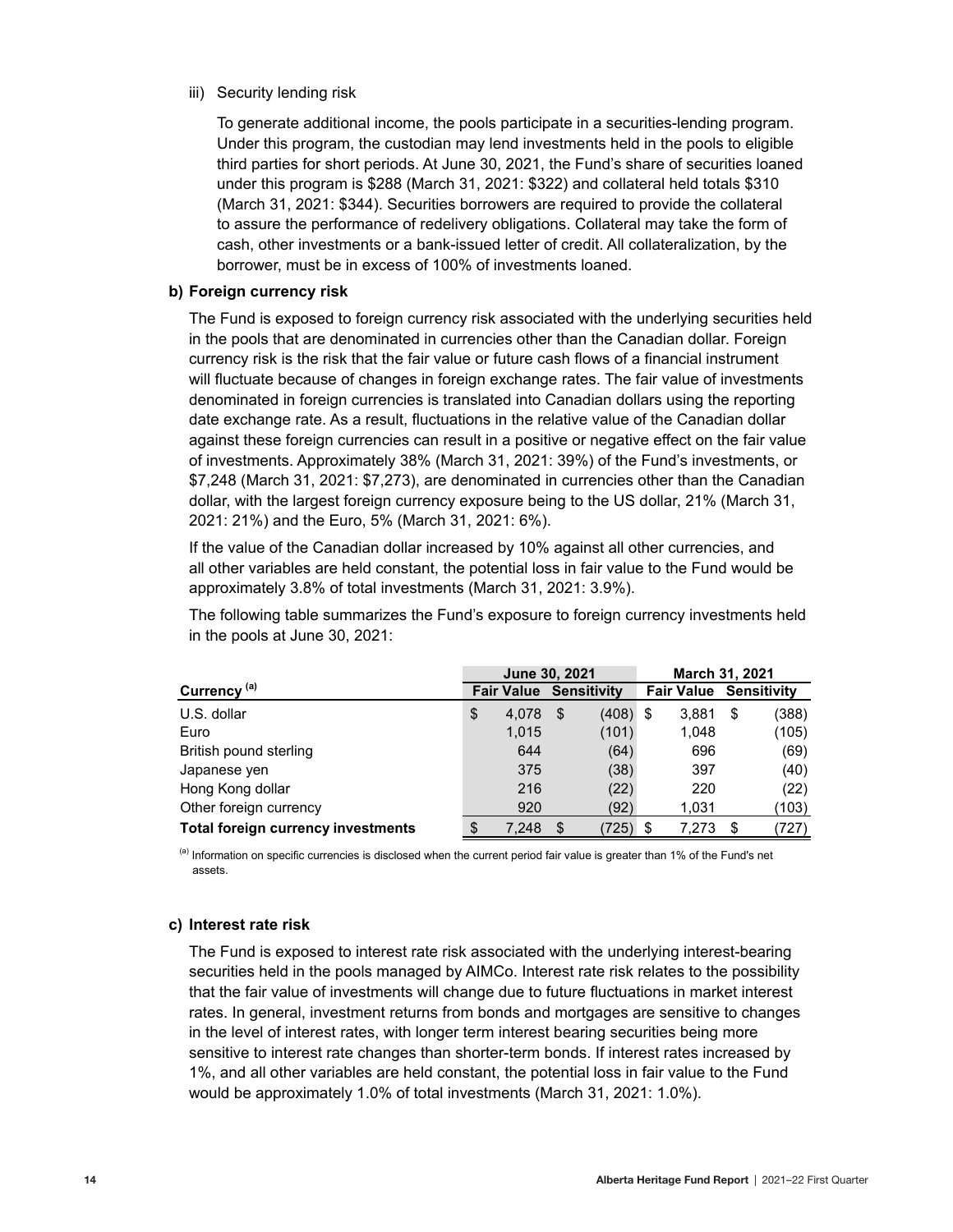iii) Security lending risk

To generate additional income, the pools participate in a securities-lending program. Under this program, the custodian may lend investments held in the pools to eligible third parties for short periods. At June 30, 2021, the Fund's share of securities loaned under this program is $288 (March 31, 2021: $322) and collateral held totals $310 (March 31, 2021: $344). Securities borrowers are required to provide the collateral to assure the performance of redelivery obligations. Collateral may take the form of cash, other investments or a bank-issued letter of credit. All collateralization, by the borrower, must be in excess of 100% of investments loaned.

**b) Foreign currency risk**

The Fund is exposed to foreign currency risk associated with the underlying securities held in the pools that are denominated in currencies other than the Canadian dollar. Foreign currency risk is the risk that the fair value or future cash flows of a financial instrument will fluctuate because of changes in foreign exchange rates. The fair value of investments denominated in foreign currencies is translated into Canadian dollars using the reporting date exchange rate. As a result, fluctuations in the relative value of the Canadian dollar against these foreign currencies can result in a positive or negative effect on the fair value of investments. Approximately 38% (March 31, 2021: 39%) of the Fund's investments, or $7,248 (March 31, 2021: $7,273), are denominated in currencies other than the Canadian dollar, with the largest foreign currency exposure being to the US dollar, 21% (March 31, 2021: 21%) and the Euro, 5% (March 31, 2021: 6%).

If the value of the Canadian dollar increased by 10% against all other currencies, and all other variables are held constant, the potential loss in fair value to the Fund would be approximately 3.8% of total investments (March 31, 2021: 3.9%).

The following table summarizes the Fund's exposure to foreign currency investments held in the pools at June 30, 2021:

| | June 30, 2021 | | March 31, 2021 | |
|---|---|---|---|---|
| **Currency [(a)]** | **Fair Value** | **Sensitivity** | **Fair Value** | **Sensitivity** |
| U.S. dollar | $ 4,078 | $ (408) | $ 3,881 | $ (388) |
| Euro | 1,015 | (101) | 1,048 | (105) |
| British pound sterling | 644 | (64) | 696 | (69) |
| Japanese yen | 375 | (38) | 397 | (40) |
| Hong Kong dollar | 216 | (22) | 220 | (22) |
| Other foreign currency | 920 | (92) | 1,031 | (103) |
| **Total foreign currency investments** | $ 7,248 | $ (725) | $ 7,273 | $ (727) |

[(a)] Information on specific currencies is disclosed when the current period fair value is greater than 1% of the Fund's net assets.

**c) Interest rate risk**

The Fund is exposed to interest rate risk associated with the underlying interest-bearing securities held in the pools managed by AIMCo. Interest rate risk relates to the possibility that the fair value of investments will change due to future fluctuations in market interest rates. In general, investment returns from bonds and mortgages are sensitive to changes in the level of interest rates, with longer term interest bearing securities being more sensitive to interest rate changes than shorter-term bonds. If interest rates increased by 1%, and all other variables are held constant, the potential loss in fair value to the Fund would be approximately 1.0% of total investments (March 31, 2021: 1.0%).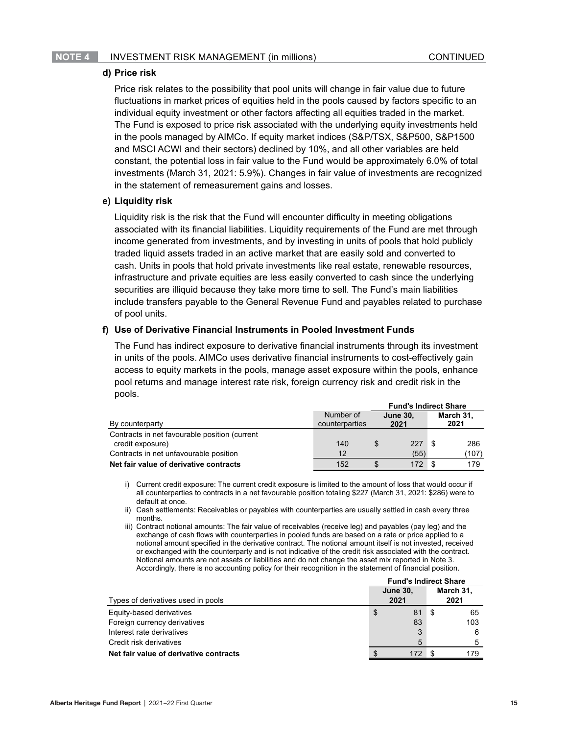## NOTE 4 INVESTMENT RISK MANAGEMENT (in millions) CONTINUED

### d) Price risk

Price risk relates to the possibility that pool units will change in fair value due to future fluctuations in market prices of equities held in the pools caused by factors specific to an individual equity investment or other factors affecting all equities traded in the market. The Fund is exposed to price risk associated with the underlying equity investments held in the pools managed by AIMCo. If equity market indices (S&P/TSX, S&P500, S&P1500 and MSCI ACWI and their sectors) declined by 10%, and all other variables are held constant, the potential loss in fair value to the Fund would be approximately 6.0% of total investments (March 31, 2021: 5.9%). Changes in fair value of investments are recognized in the statement of remeasurement gains and losses.

### e) Liquidity risk

Liquidity risk is the risk that the Fund will encounter difficulty in meeting obligations associated with its financial liabilities. Liquidity requirements of the Fund are met through income generated from investments, and by investing in units of pools that hold publicly traded liquid assets traded in an active market that are easily sold and converted to cash. Units in pools that hold private investments like real estate, renewable resources, infrastructure and private equities are less easily converted to cash since the underlying securities are illiquid because they take more time to sell. The Fund's main liabilities include transfers payable to the General Revenue Fund and payables related to purchase of pool units.

### f) Use of Derivative Financial Instruments in Pooled Investment Funds

The Fund has indirect exposure to derivative financial instruments through its investment in units of the pools. AIMCo uses derivative financial instruments to cost-effectively gain access to equity markets in the pools, manage asset exposure within the pools, enhance pool returns and manage interest rate risk, foreign currency risk and credit risk in the pools.

| | | Fund's Indirect Share | |
|---|---|---|---|
| By counterparty | Number of counterparties | June 30, 2021 | March 31, 2021 |
| Contracts in net favourable position (current credit exposure) | 140 | $ 227 | $ 286 |
| Contracts in net unfavourable position | 12 | (55) | (107) |
| **Net fair value of derivative contracts** | 152 | $ 172 | $ 179 |

i) Current credit exposure: The current credit exposure is limited to the amount of loss that would occur if all counterparties to contracts in a net favourable position totaling $227 (March 31, 2021: $286) were to default at once.

ii) Cash settlements: Receivables or payables with counterparties are usually settled in cash every three months.

iii) Contract notional amounts: The fair value of receivables (receive leg) and payables (pay leg) and the exchange of cash flows with counterparties in pooled funds are based on a rate or price applied to a notional amount specified in the derivative contract. The notional amount itself is not invested, received or exchanged with the counterparty and is not indicative of the credit risk associated with the contract. Notional amounts are not assets or liabilities and do not change the asset mix reported in Note 3. Accordingly, there is no accounting policy for their recognition in the statement of financial position.

| | Fund's Indirect Share | |
|---|---|---|
| Types of derivatives used in pools | June 30, 2021 | March 31, 2021 |
| Equity-based derivatives | $ 81 | $ 65 |
| Foreign currency derivatives | 83 | 103 |
| Interest rate derivatives | 3 | 6 |
| Credit risk derivatives | 5 | 5 |
| **Net fair value of derivative contracts** | $ 172 | $ 179 |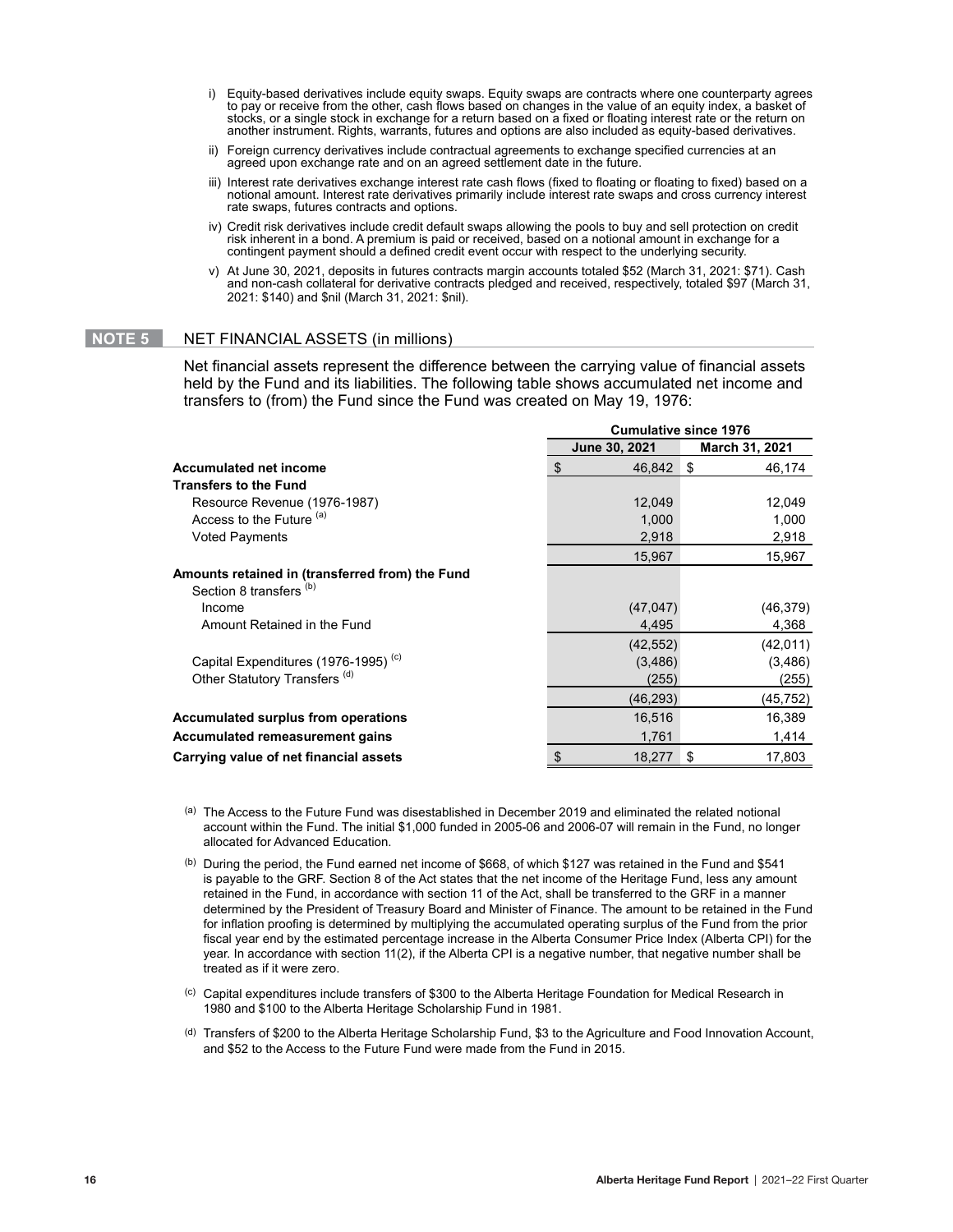i) Equity-based derivatives include equity swaps. Equity swaps are contracts where one counterparty agrees to pay or receive from the other, cash flows based on changes in the value of an equity index, a basket of stocks, or a single stock in exchange for a return based on a fixed or floating interest rate or the return on another instrument. Rights, warrants, futures and options are also included as equity-based derivatives.

ii) Foreign currency derivatives include contractual agreements to exchange specified currencies at an agreed upon exchange rate and on an agreed settlement date in the future.

iii) Interest rate derivatives exchange interest rate cash flows (fixed to floating or floating to fixed) based on a notional amount. Interest rate derivatives primarily include interest rate swaps and cross currency interest rate swaps, futures contracts and options.

iv) Credit risk derivatives include credit default swaps allowing the pools to buy and sell protection on credit risk inherent in a bond. A premium is paid or received, based on a notional amount in exchange for a contingent payment should a defined credit event occur with respect to the underlying security.

v) At June 30, 2021, deposits in futures contracts margin accounts totaled $52 (March 31, 2021: $71). Cash and non-cash collateral for derivative contracts pledged and received, respectively, totaled $97 (March 31, 2021: $140) and $nil (March 31, 2021: $nil).

## NOTE 5 NET FINANCIAL ASSETS (in millions)

Net financial assets represent the difference between the carrying value of financial assets held by the Fund and its liabilities. The following table shows accumulated net income and transfers to (from) the Fund since the Fund was created on May 19, 1976:

| | Cumulative since 1976 | |
|---|---|---|
| | June 30, 2021 | March 31, 2021 |
| **Accumulated net income** | $ 46,842 | $ 46,174 |
| **Transfers to the Fund** | | |
| Resource Revenue (1976-1987) | 12,049 | 12,049 |
| Access to the Future [(a)] | 1,000 | 1,000 |
| Voted Payments | 2,918 | 2,918 |
| | 15,967 | 15,967 |
| **Amounts retained in (transferred from) the Fund** | | |
| Section 8 transfers [(b)] | | |
| Income | (47,047) | (46,379) |
| Amount Retained in the Fund | 4,495 | 4,368 |
| | (42,552) | (42,011) |
| Capital Expenditures (1976-1995) [(c)] | (3,486) | (3,486) |
| Other Statutory Transfers [(d)] | (255) | (255) |
| | (46,293) | (45,752) |
| **Accumulated surplus from operations** | 16,516 | 16,389 |
| **Accumulated remeasurement gains** | 1,761 | 1,414 |
| **Carrying value of net financial assets** | $ 18,277 | $ 17,803 |

(a) The Access to the Future Fund was disestablished in December 2019 and eliminated the related notional account within the Fund. The initial $1,000 funded in 2005-06 and 2006-07 will remain in the Fund, no longer allocated for Advanced Education.

(b) During the period, the Fund earned net income of $668, of which $127 was retained in the Fund and $541 is payable to the GRF. Section 8 of the Act states that the net income of the Heritage Fund, less any amount retained in the Fund, in accordance with section 11 of the Act, shall be transferred to the GRF in a manner determined by the President of Treasury Board and Minister of Finance. The amount to be retained in the Fund for inflation proofing is determined by multiplying the accumulated operating surplus of the Fund from the prior fiscal year end by the estimated percentage increase in the Alberta Consumer Price Index (Alberta CPI) for the year. In accordance with section 11(2), if the Alberta CPI is a negative number, that negative number shall be treated as if it were zero.

(c) Capital expenditures include transfers of $300 to the Alberta Heritage Foundation for Medical Research in 1980 and $100 to the Alberta Heritage Scholarship Fund in 1981.

(d) Transfers of $200 to the Alberta Heritage Scholarship Fund, $3 to the Agriculture and Food Innovation Account, and $52 to the Access to the Future Fund were made from the Fund in 2015.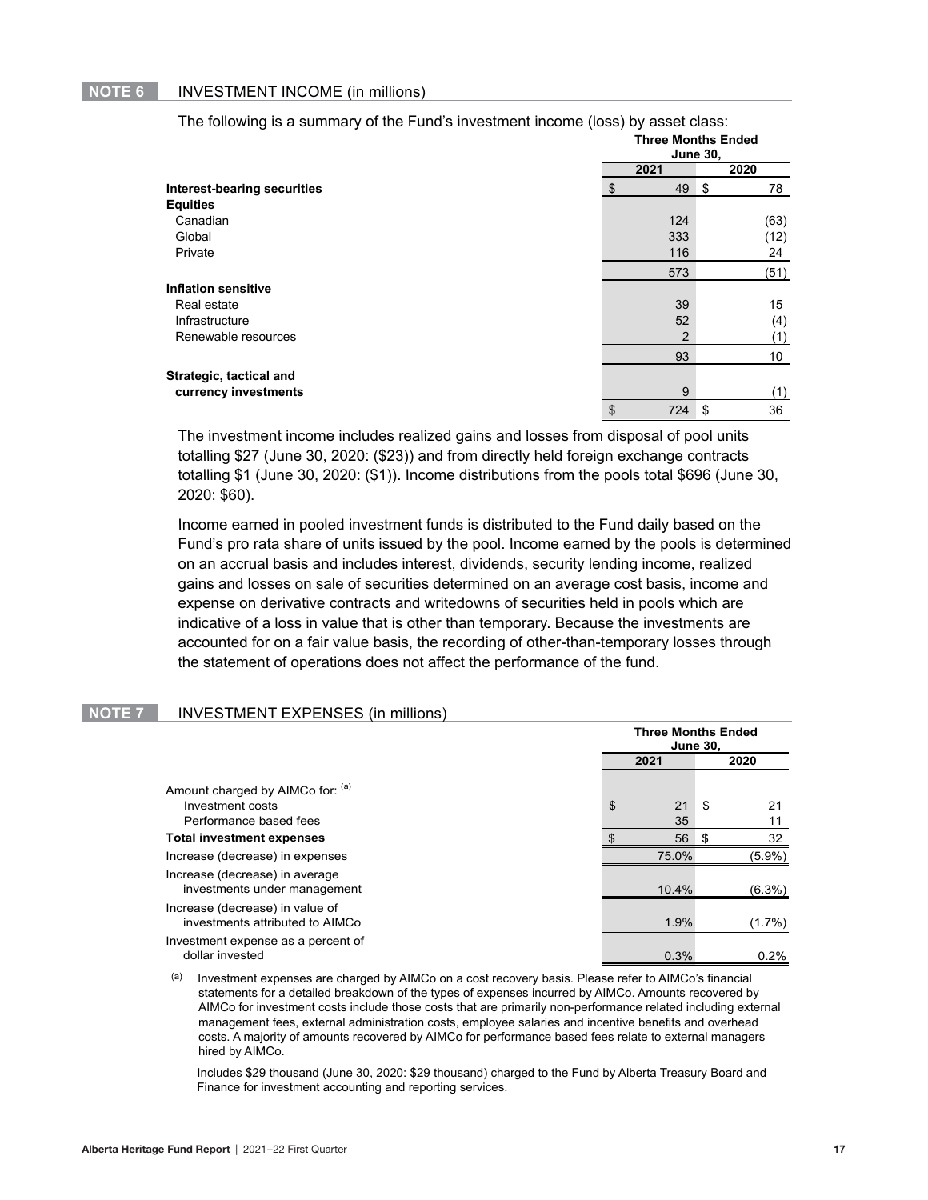## NOTE 6 INVESTMENT INCOME (in millions)

The following is a summary of the Fund's investment income (loss) by asset class:

| | Three Months Ended June 30, | |
|---|---|---|
| | 2021 | 2020 |
| **Interest-bearing securities** | $ 49 | $ 78 |
| **Equities** | | |
| Canadian | 124 | (63) |
| Global | 333 | (12) |
| Private | 116 | 24 |
| | 573 | (51) |
| **Inflation sensitive** | | |
| Real estate | 39 | 15 |
| Infrastructure | 52 | (4) |
| Renewable resources | 2 | (1) |
| | 93 | 10 |
| **Strategic, tactical and currency investments** | 9 | (1) |
| | $ 724 | $ 36 |

The investment income includes realized gains and losses from disposal of pool units totalling $27 (June 30, 2020: ($23)) and from directly held foreign exchange contracts totalling $1 (June 30, 2020: ($1)). Income distributions from the pools total $696 (June 30, 2020: $60).

Income earned in pooled investment funds is distributed to the Fund daily based on the Fund's pro rata share of units issued by the pool. Income earned by the pools is determined on an accrual basis and includes interest, dividends, security lending income, realized gains and losses on sale of securities determined on an average cost basis, income and expense on derivative contracts and writedowns of securities held in pools which are indicative of a loss in value that is other than temporary. Because the investments are accounted for on a fair value basis, the recording of other-than-temporary losses through the statement of operations does not affect the performance of the fund.

## NOTE 7 INVESTMENT EXPENSES (in millions)

| | Three Months Ended June 30, | |
|---|---|---|
| | 2021 | 2020 |
| Amount charged by AIMCo for: [(a)] | | |
| Investment costs | $ 21 | $ 21 |
| Performance based fees | 35 | 11 |
| **Total investment expenses** | $ 56 | $ 32 |
| Increase (decrease) in expenses | 75.0% | (5.9%) |
| Increase (decrease) in average investments under management | 10.4% | (6.3%) |
| Increase (decrease) in value of investments attributed to AIMCo | 1.9% | (1.7%) |
| Investment expense as a percent of dollar invested | 0.3% | 0.2% |

(a) Investment expenses are charged by AIMCo on a cost recovery basis. Please refer to AIMCo's financial statements for a detailed breakdown of the types of expenses incurred by AIMCo. Amounts recovered by AIMCo for investment costs include those costs that are primarily non-performance related including external management fees, external administration costs, employee salaries and incentive benefits and overhead costs. A majority of amounts recovered by AIMCo for performance based fees relate to external managers hired by AIMCo.

Includes $29 thousand (June 30, 2020: $29 thousand) charged to the Fund by Alberta Treasury Board and Finance for investment accounting and reporting services.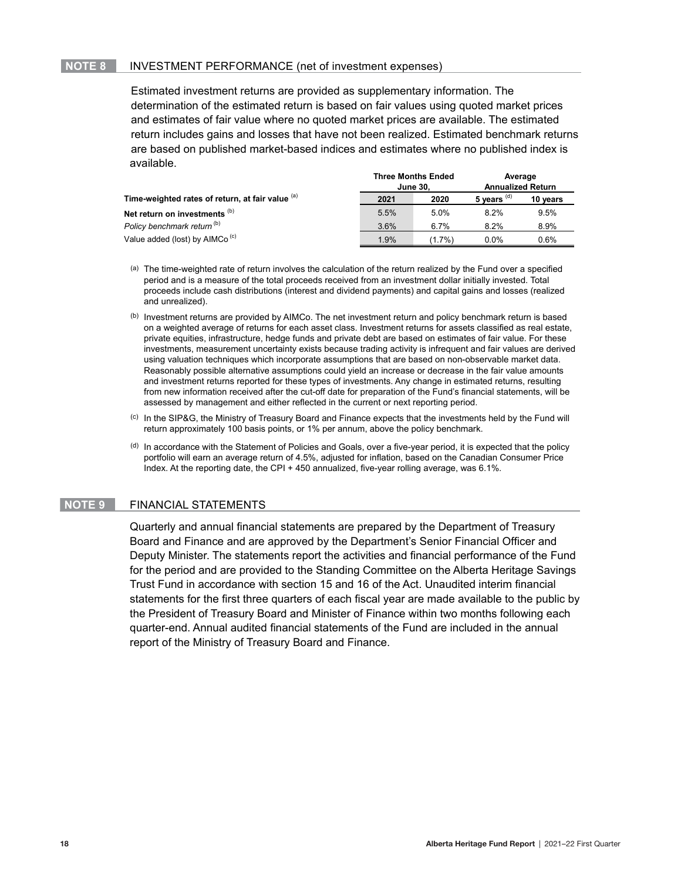## NOTE 8 INVESTMENT PERFORMANCE (net of investment expenses)

Estimated investment returns are provided as supplementary information. The determination of the estimated return is based on fair values using quoted market prices and estimates of fair value where no quoted market prices are available. The estimated return includes gains and losses that have not been realized. Estimated benchmark returns are based on published market-based indices and estimates where no published index is available.

| | Three Months Ended June 30, | | Average Annualized Return | |
|---|---|---|---|---|
| **Time-weighted rates of return, at fair value** [(a)] | **2021** | **2020** | **5 years** [(d)] | **10 years** |
| **Net return on investments** [(b)] | 5.5% | 5.0% | 8.2% | 9.5% |
| *Policy benchmark return* [(b)] | 3.6% | 6.7% | 8.2% | 8.9% |
| Value added (lost) by AIMCo [(c)] | 1.9% | (1.7%) | 0.0% | 0.6% |

(a) The time-weighted rate of return involves the calculation of the return realized by the Fund over a specified period and is a measure of the total proceeds received from an investment dollar initially invested. Total proceeds include cash distributions (interest and dividend payments) and capital gains and losses (realized and unrealized).

(b) Investment returns are provided by AIMCo. The net investment return and policy benchmark return is based on a weighted average of returns for each asset class. Investment returns for assets classified as real estate, private equities, infrastructure, hedge funds and private debt are based on estimates of fair value. For these investments, measurement uncertainty exists because trading activity is infrequent and fair values are derived using valuation techniques which incorporate assumptions that are based on non-observable market data. Reasonably possible alternative assumptions could yield an increase or decrease in the fair value amounts and investment returns reported for these types of investments. Any change in estimated returns, resulting from new information received after the cut-off date for preparation of the Fund's financial statements, will be assessed by management and either reflected in the current or next reporting period.

(c) In the SIP&G, the Ministry of Treasury Board and Finance expects that the investments held by the Fund will return approximately 100 basis points, or 1% per annum, above the policy benchmark.

(d) In accordance with the Statement of Policies and Goals, over a five-year period, it is expected that the policy portfolio will earn an average return of 4.5%, adjusted for inflation, based on the Canadian Consumer Price Index. At the reporting date, the CPI + 450 annualized, five-year rolling average, was 6.1%.

## NOTE 9 FINANCIAL STATEMENTS

Quarterly and annual financial statements are prepared by the Department of Treasury Board and Finance and are approved by the Department's Senior Financial Officer and Deputy Minister. The statements report the activities and financial performance of the Fund for the period and are provided to the Standing Committee on the Alberta Heritage Savings Trust Fund in accordance with section 15 and 16 of the Act. Unaudited interim financial statements for the first three quarters of each fiscal year are made available to the public by the President of Treasury Board and Minister of Finance within two months following each quarter-end. Annual audited financial statements of the Fund are included in the annual report of the Ministry of Treasury Board and Finance.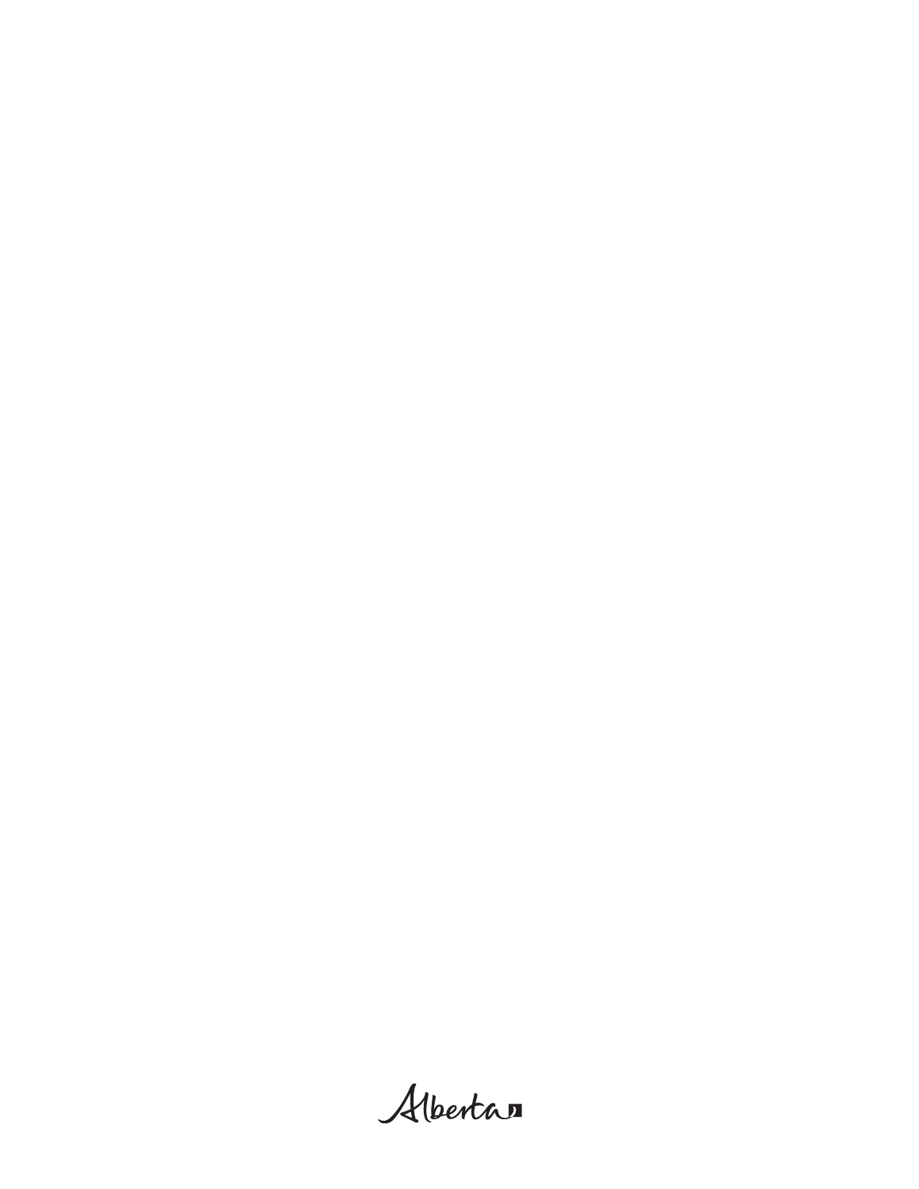Alberta